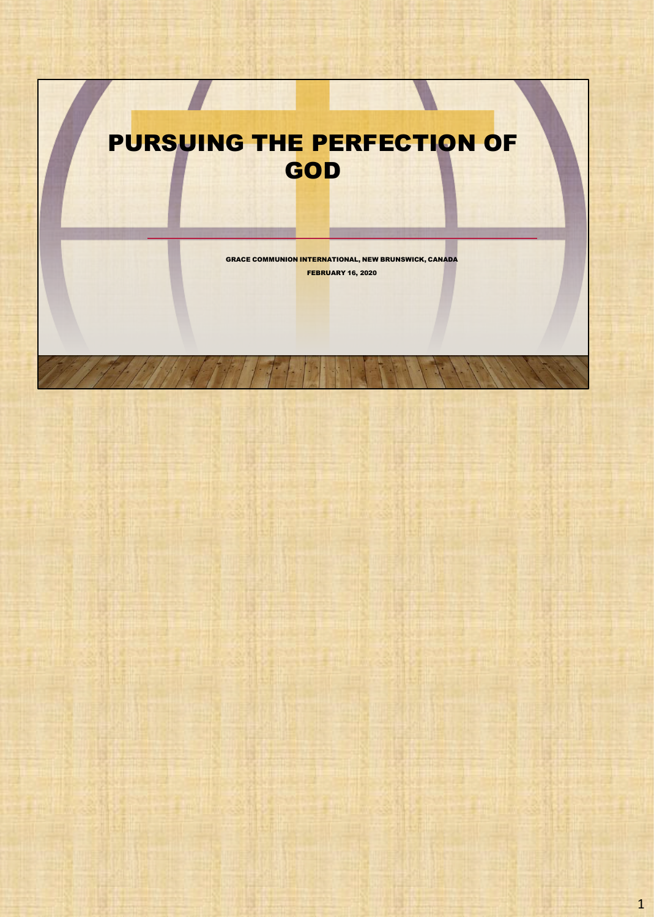# PURSUING THE PERFECTION OF GOD

GRACE COMMUNION INTERNATIONAL, NEW BRUNSWICK, CANADA

FEBRUARY 16, 2020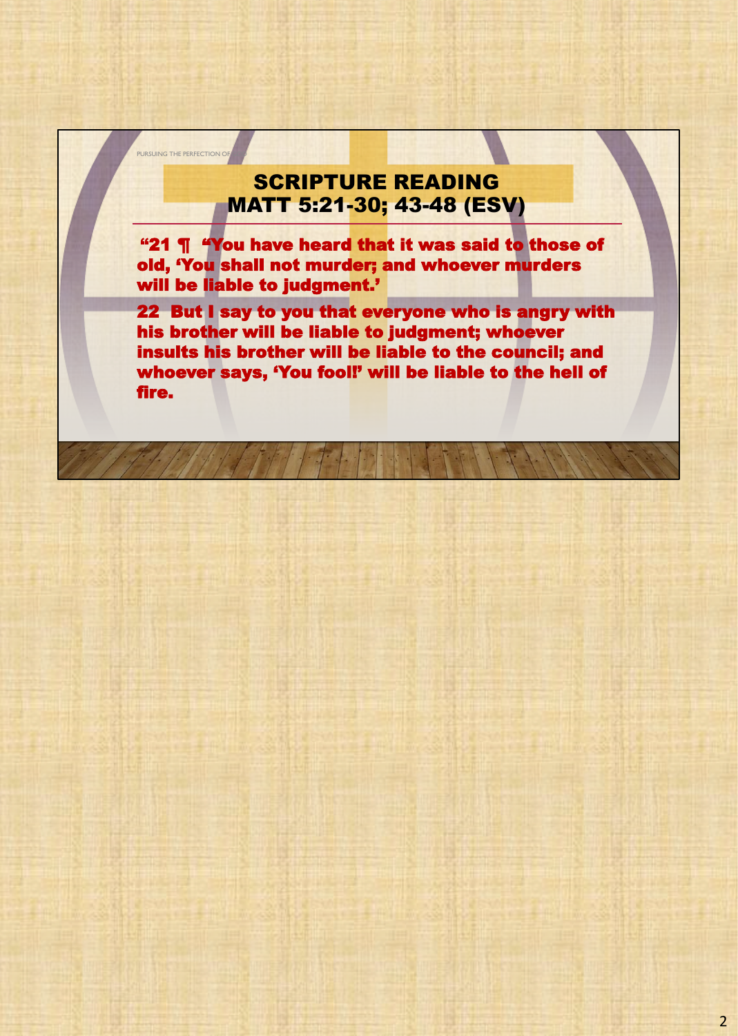## SCRIPTURE READING
## MATT 5:21-30; 43-48 (ESV)

**"21 ¶ "You have heard that it was said to those of old, 'You shall not murder; and whoever murders will be liable to judgment.'**

**22 But I say to you that everyone who is angry with his brother will be liable to judgment; whoever insults his brother will be liable to the council; and whoever says, 'You fool!' will be liable to the hell of fire.**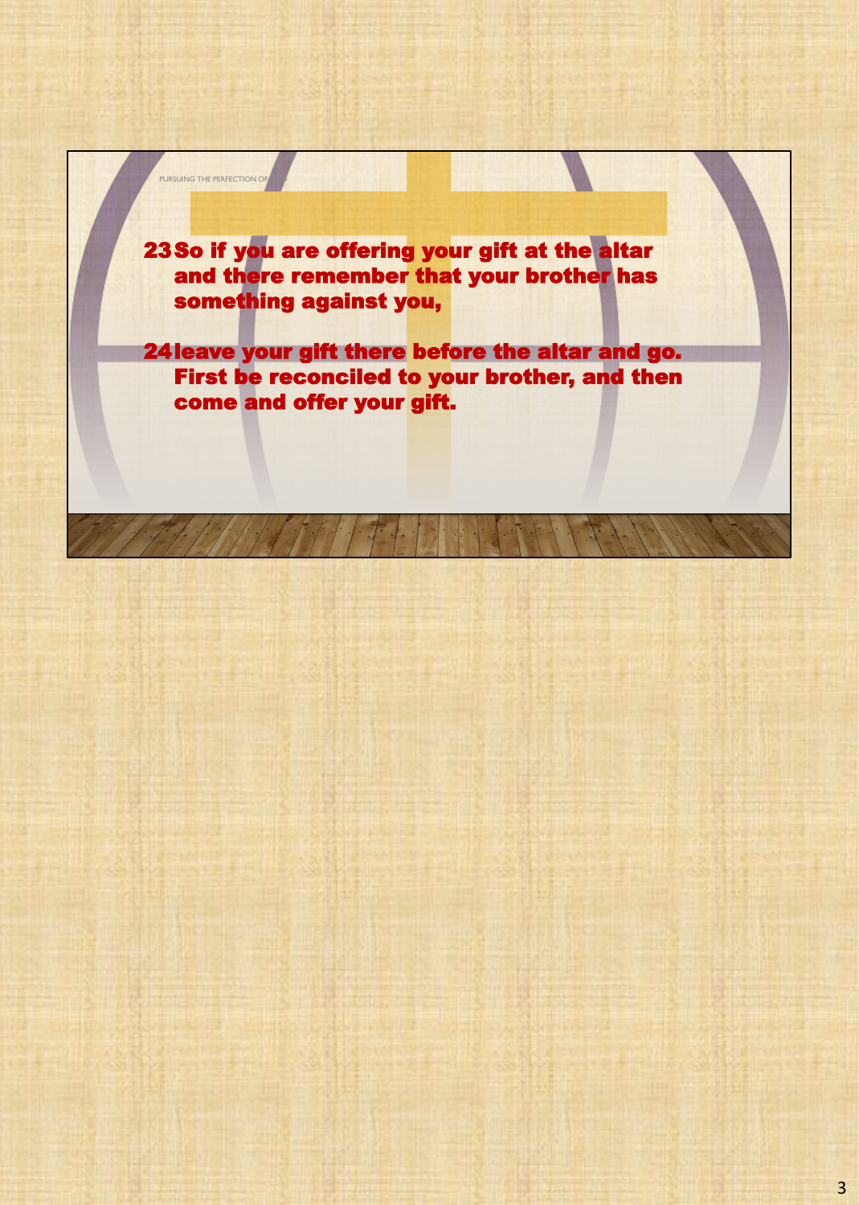PURSUING THE PERFECTION OF

23 So if you are offering your gift at the altar and there remember that your brother has something against you,

24 leave your gift there before the altar and go. First be reconciled to your brother, and then come and offer your gift.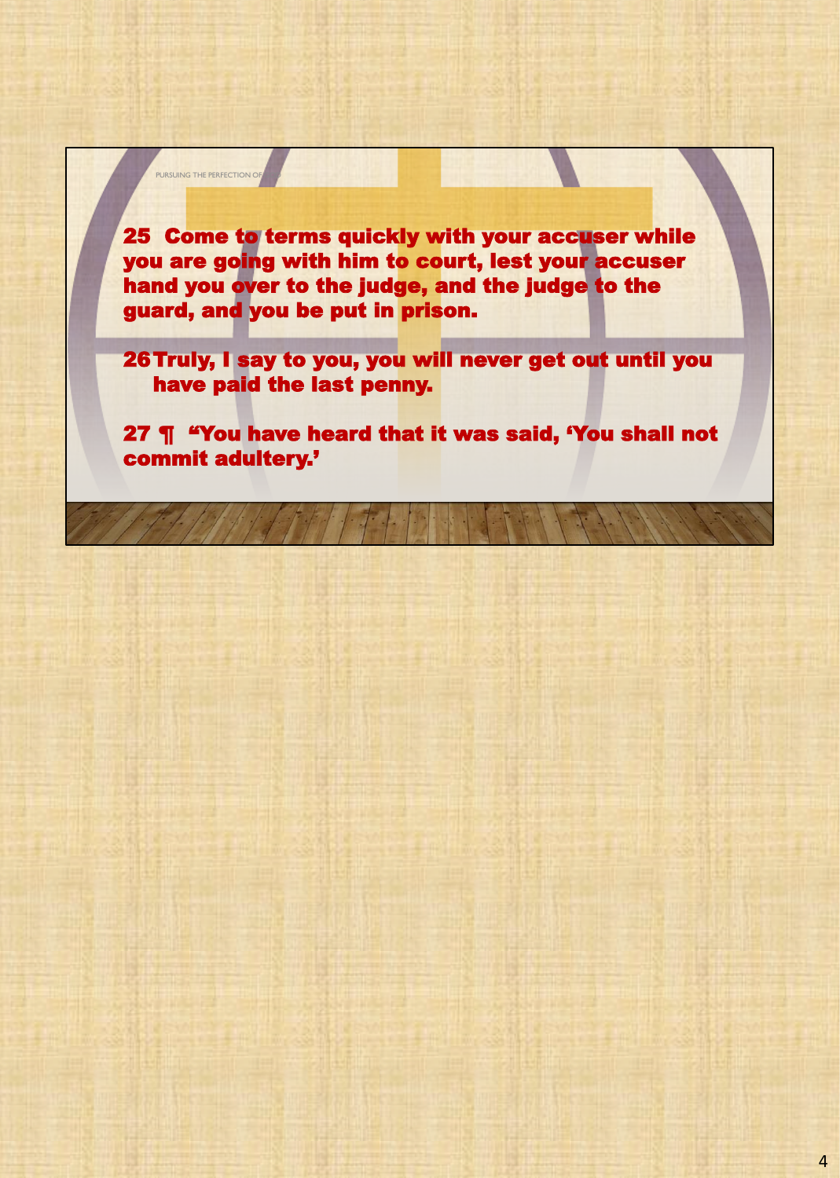25 Come to terms quickly with your accuser while you are going with him to court, lest your accuser hand you over to the judge, and the judge to the guard, and you be put in prison.

26 Truly, I say to you, you will never get out until you have paid the last penny.

27 ¶ “You have heard that it was said, ‘You shall not commit adultery.’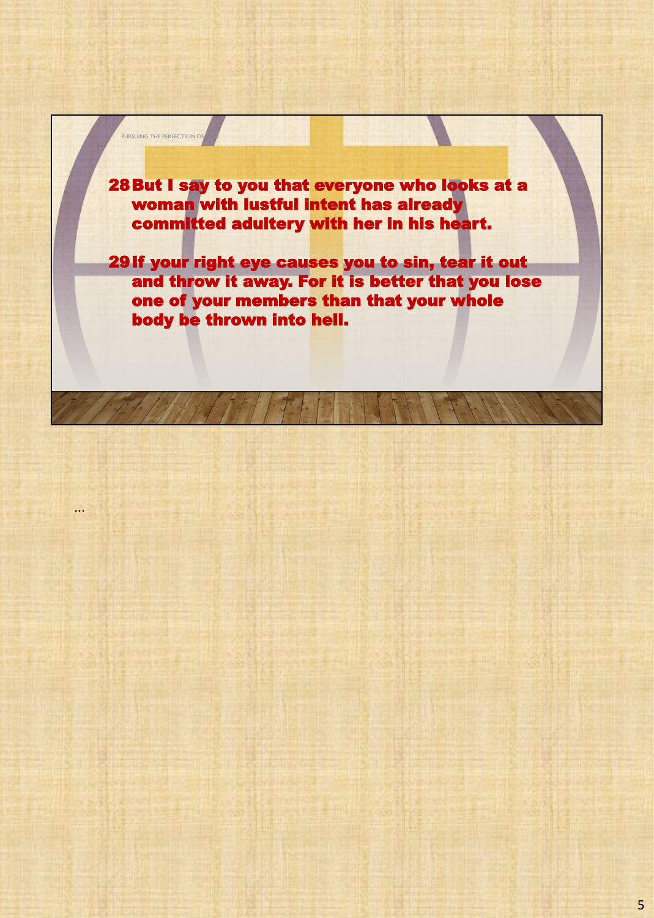PURSUING THE PERFECTION OF

28 But I say to you that everyone who looks at a woman with lustful intent has already committed adultery with her in his heart.

29 If your right eye causes you to sin, tear it out and throw it away. For it is better that you lose one of your members than that your whole body be thrown into hell.

…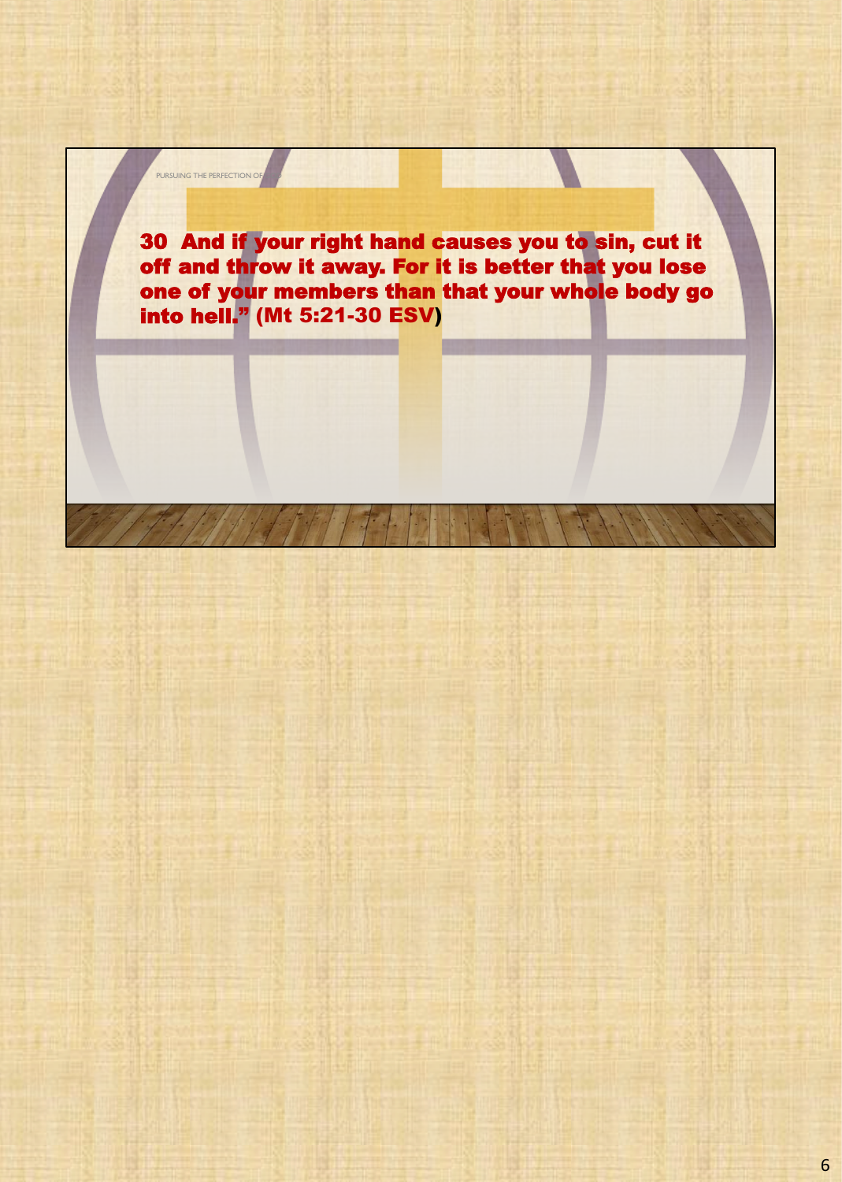30 And if your right hand causes you to sin, cut it off and throw it away. For it is better that you lose one of your members than that your whole body go into hell." (Mt 5:21-30 ESV)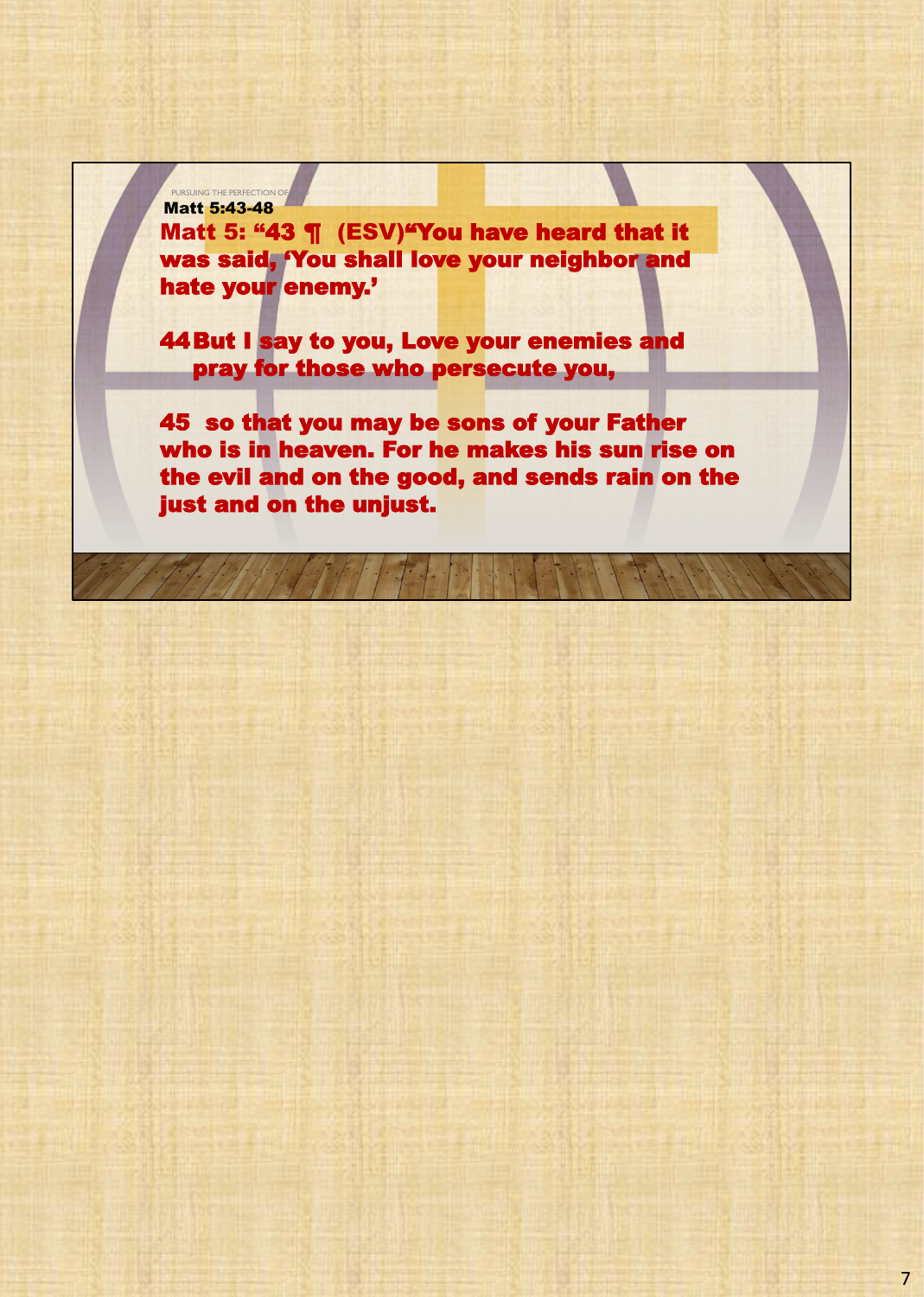PURSUING THE PERFECTION OF

**Matt 5:43-48**

**Matt 5: “43 ¶ (ESV)“You have heard that it was said, ‘You shall love your neighbor and hate your enemy.’**

**44 But I say to you, Love your enemies and pray for those who persecute you,**

**45 so that you may be sons of your Father who is in heaven. For he makes his sun rise on the evil and on the good, and sends rain on the just and on the unjust.**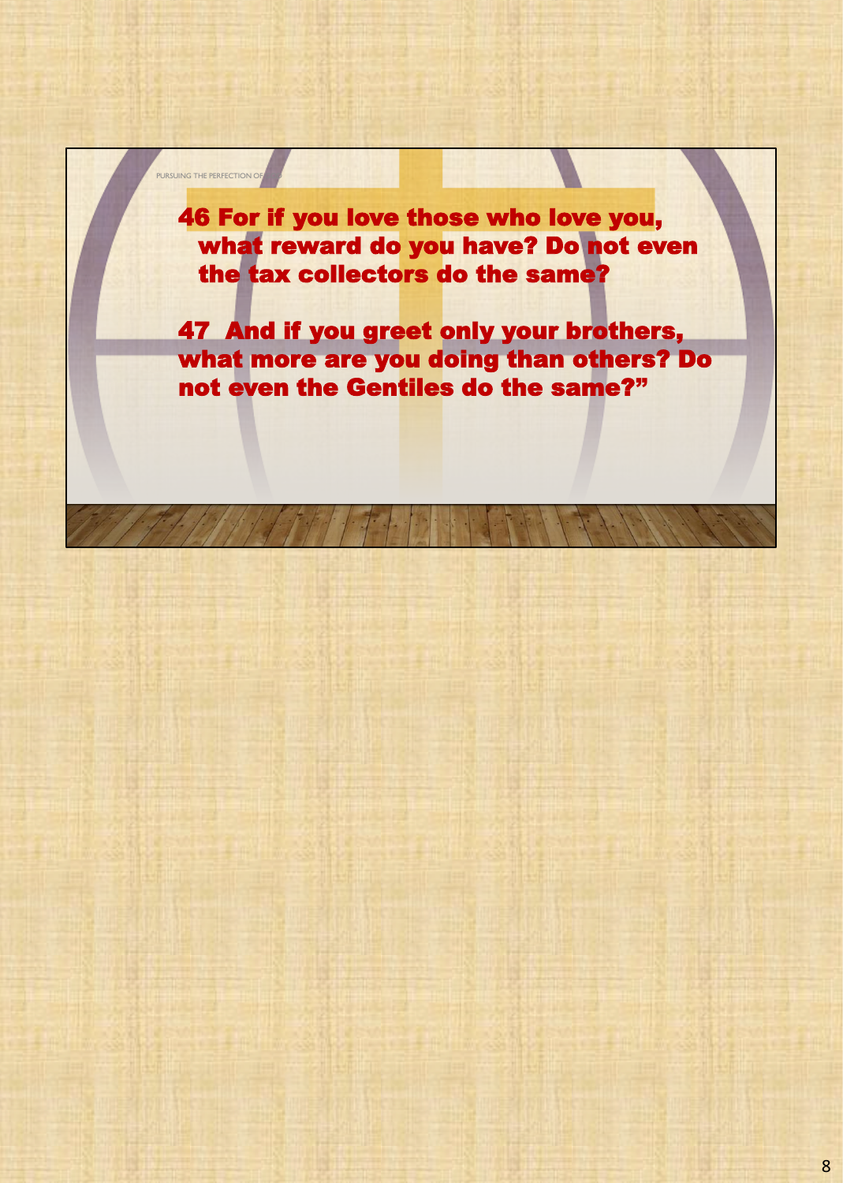46 For if you love those who love you, what reward do you have? Do not even the tax collectors do the same?

47 And if you greet only your brothers, what more are you doing than others? Do not even the Gentiles do the same?"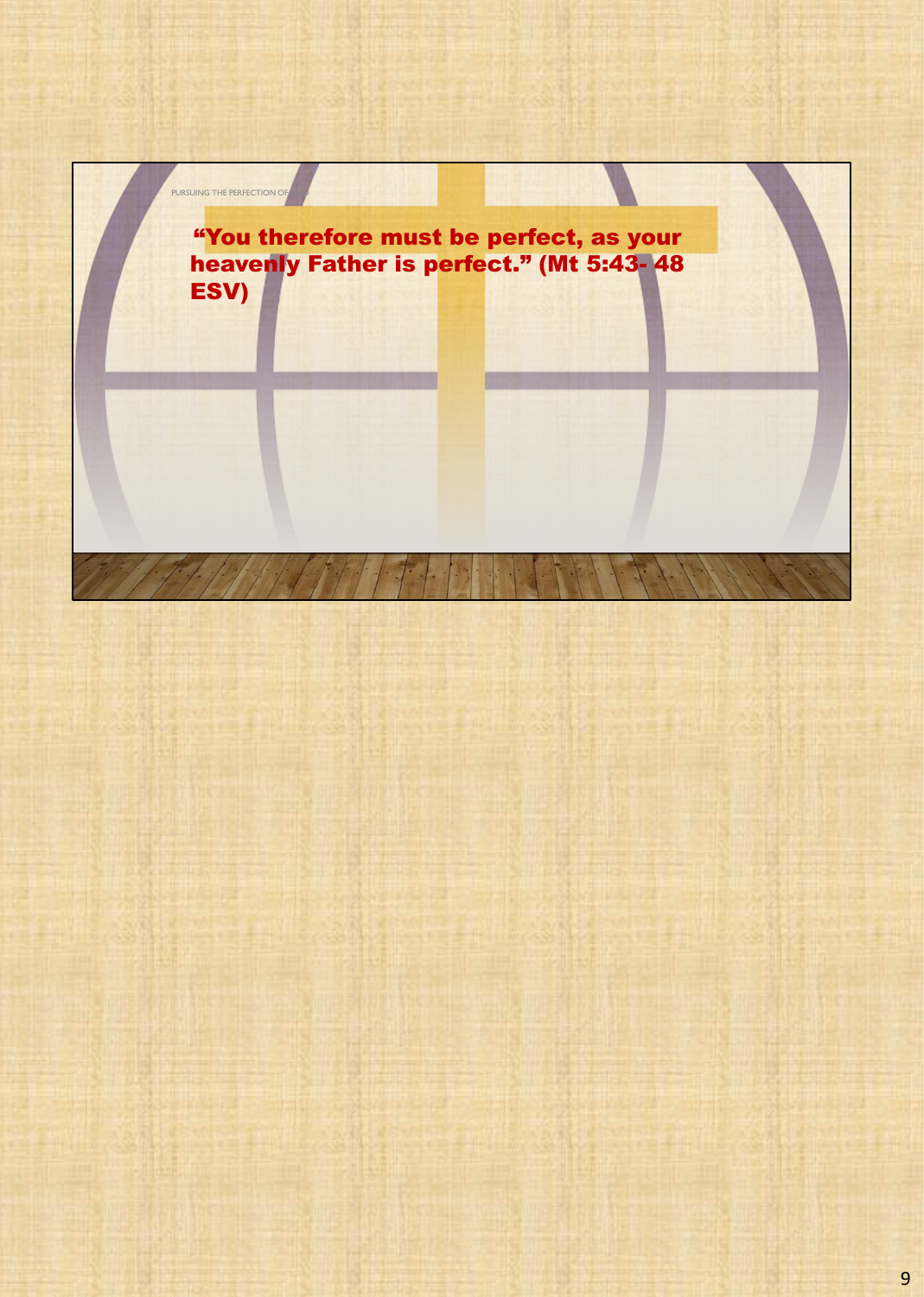PURSUING THE PERFECTION OF

**"You therefore must be perfect, as your heavenly Father is perfect." (Mt 5:43- 48 ESV)**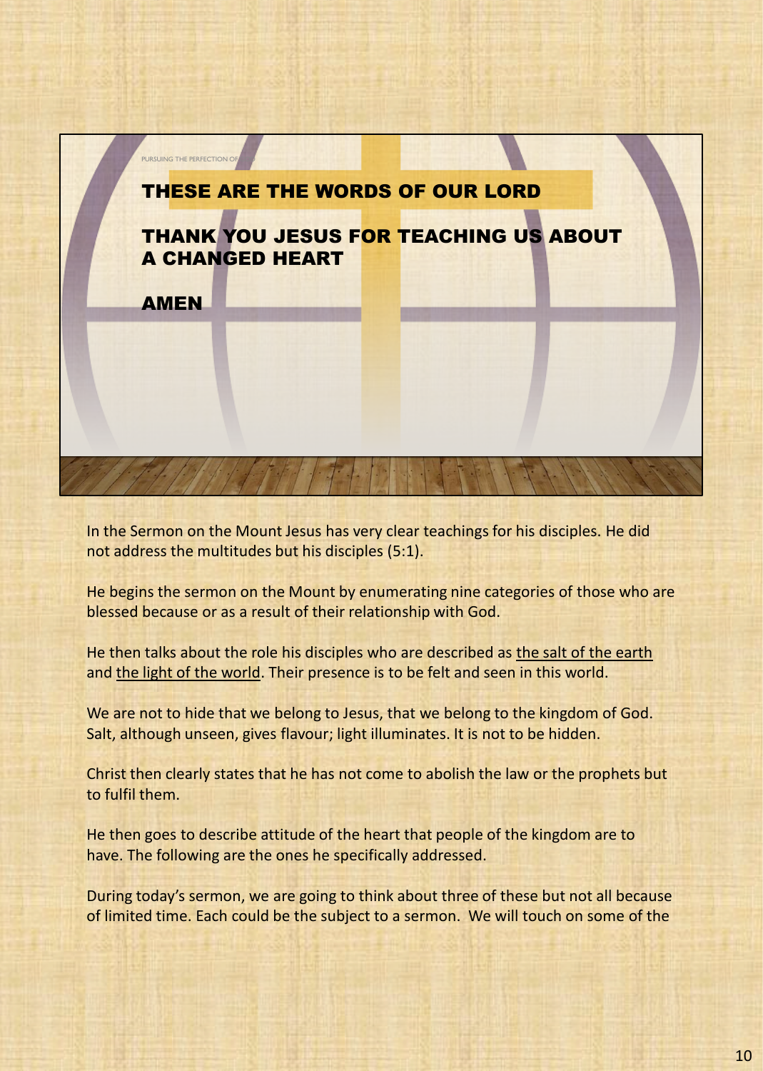PURSUING THE PERFECTION OF

THESE ARE THE WORDS OF OUR LORD

THANK YOU JESUS FOR TEACHING US ABOUT A CHANGED HEART

AMEN

In the Sermon on the Mount Jesus has very clear teachings for his disciples. He did not address the multitudes but his disciples (5:1).

He begins the sermon on the Mount by enumerating nine categories of those who are blessed because or as a result of their relationship with God.

He then talks about the role his disciples who are described as the salt of the earth and the light of the world. Their presence is to be felt and seen in this world.

We are not to hide that we belong to Jesus, that we belong to the kingdom of God. Salt, although unseen, gives flavour; light illuminates. It is not to be hidden.

Christ then clearly states that he has not come to abolish the law or the prophets but to fulfil them.

He then goes to describe attitude of the heart that people of the kingdom are to have. The following are the ones he specifically addressed.

During today's sermon, we are going to think about three of these but not all because of limited time. Each could be the subject to a sermon. We will touch on some of the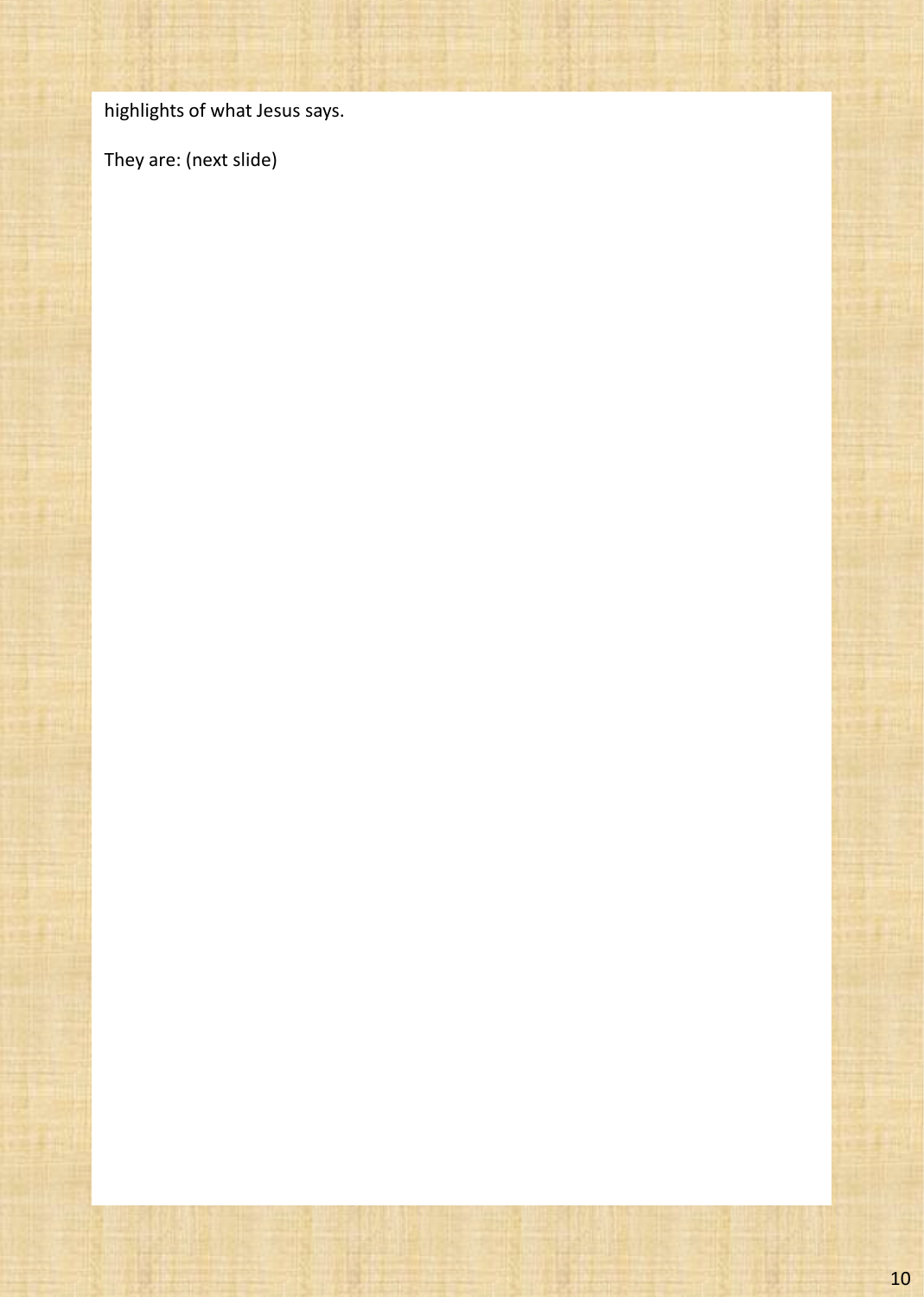highlights of what Jesus says.

They are: (next slide)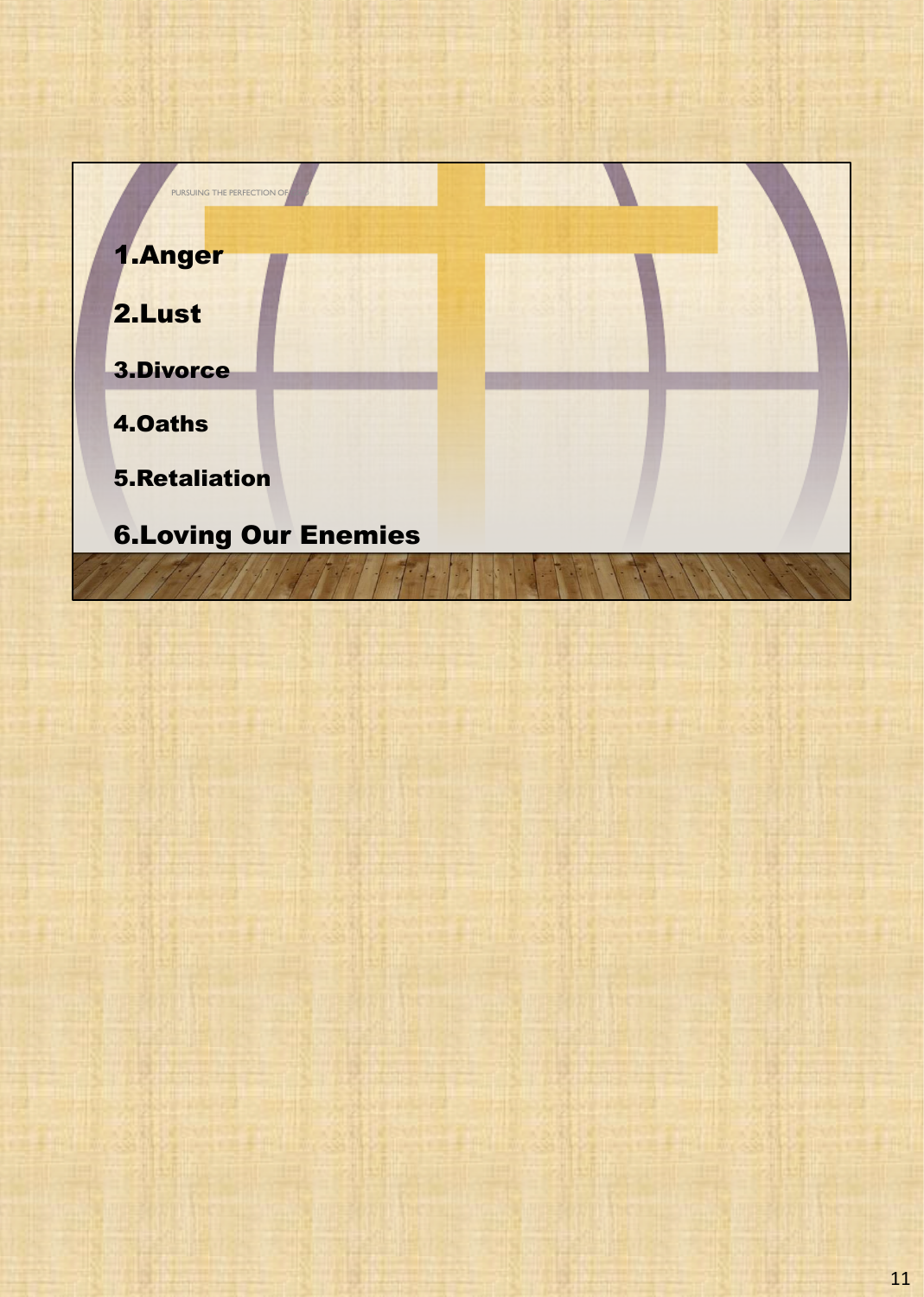PURSUING THE PERFECTION OF

1. **Anger**
2. **Lust**
3. **Divorce**
4. **Oaths**
5. **Retaliation**
6. **Loving Our Enemies**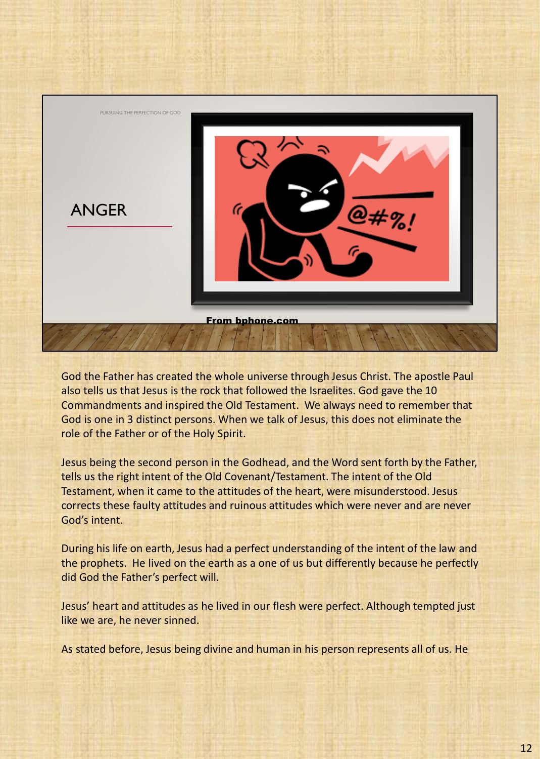PURSUING THE PERFECTION OF GOD

## ANGER

From bphone.com

God the Father has created the whole universe through Jesus Christ. The apostle Paul also tells us that Jesus is the rock that followed the Israelites. God gave the 10 Commandments and inspired the Old Testament. We always need to remember that God is one in 3 distinct persons. When we talk of Jesus, this does not eliminate the role of the Father or of the Holy Spirit.

Jesus being the second person in the Godhead, and the Word sent forth by the Father, tells us the right intent of the Old Covenant/Testament. The intent of the Old Testament, when it came to the attitudes of the heart, were misunderstood. Jesus corrects these faulty attitudes and ruinous attitudes which were never and are never God's intent.

During his life on earth, Jesus had a perfect understanding of the intent of the law and the prophets. He lived on the earth as a one of us but differently because he perfectly did God the Father's perfect will.

Jesus' heart and attitudes as he lived in our flesh were perfect. Although tempted just like we are, he never sinned.

As stated before, Jesus being divine and human in his person represents all of us. He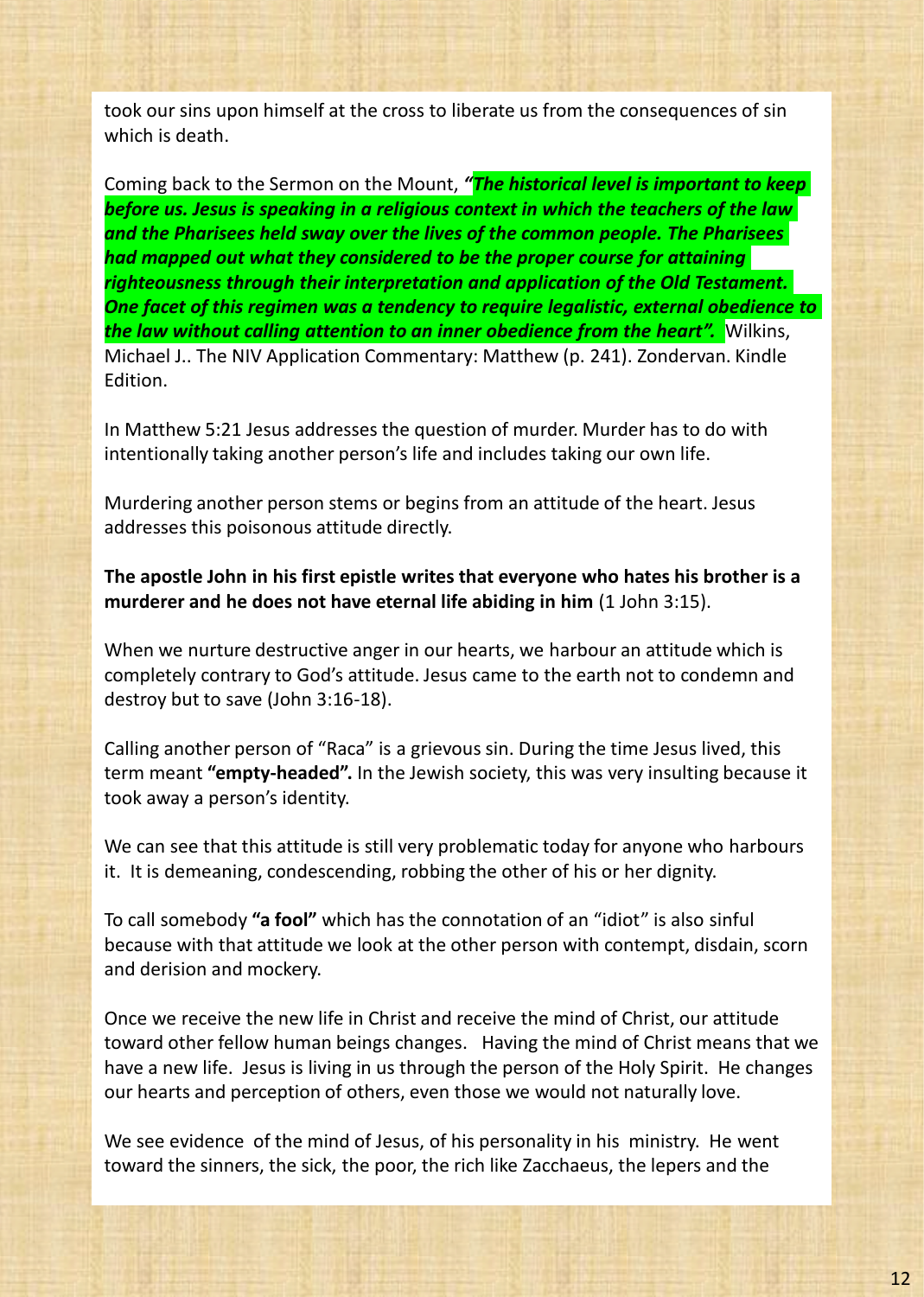took our sins upon himself at the cross to liberate us from the consequences of sin which is death.

Coming back to the Sermon on the Mount, ***"The historical level is important to keep before us. Jesus is speaking in a religious context in which the teachers of the law and the Pharisees held sway over the lives of the common people. The Pharisees had mapped out what they considered to be the proper course for attaining righteousness through their interpretation and application of the Old Testament. One facet of this regimen was a tendency to require legalistic, external obedience to the law without calling attention to an inner obedience from the heart".*** Wilkins, Michael J.. The NIV Application Commentary: Matthew (p. 241). Zondervan. Kindle Edition.

In Matthew 5:21 Jesus addresses the question of murder. Murder has to do with intentionally taking another person's life and includes taking our own life.

Murdering another person stems or begins from an attitude of the heart. Jesus addresses this poisonous attitude directly.

**The apostle John in his first epistle writes that everyone who hates his brother is a murderer and he does not have eternal life abiding in him** (1 John 3:15).

When we nurture destructive anger in our hearts, we harbour an attitude which is completely contrary to God's attitude. Jesus came to the earth not to condemn and destroy but to save (John 3:16-18).

Calling another person of "Raca" is a grievous sin. During the time Jesus lived, this term meant **"empty-headed".** In the Jewish society, this was very insulting because it took away a person's identity.

We can see that this attitude is still very problematic today for anyone who harbours it. It is demeaning, condescending, robbing the other of his or her dignity.

To call somebody **"a fool"** which has the connotation of an "idiot" is also sinful because with that attitude we look at the other person with contempt, disdain, scorn and derision and mockery.

Once we receive the new life in Christ and receive the mind of Christ, our attitude toward other fellow human beings changes. Having the mind of Christ means that we have a new life. Jesus is living in us through the person of the Holy Spirit. He changes our hearts and perception of others, even those we would not naturally love.

We see evidence of the mind of Jesus, of his personality in his ministry. He went toward the sinners, the sick, the poor, the rich like Zacchaeus, the lepers and the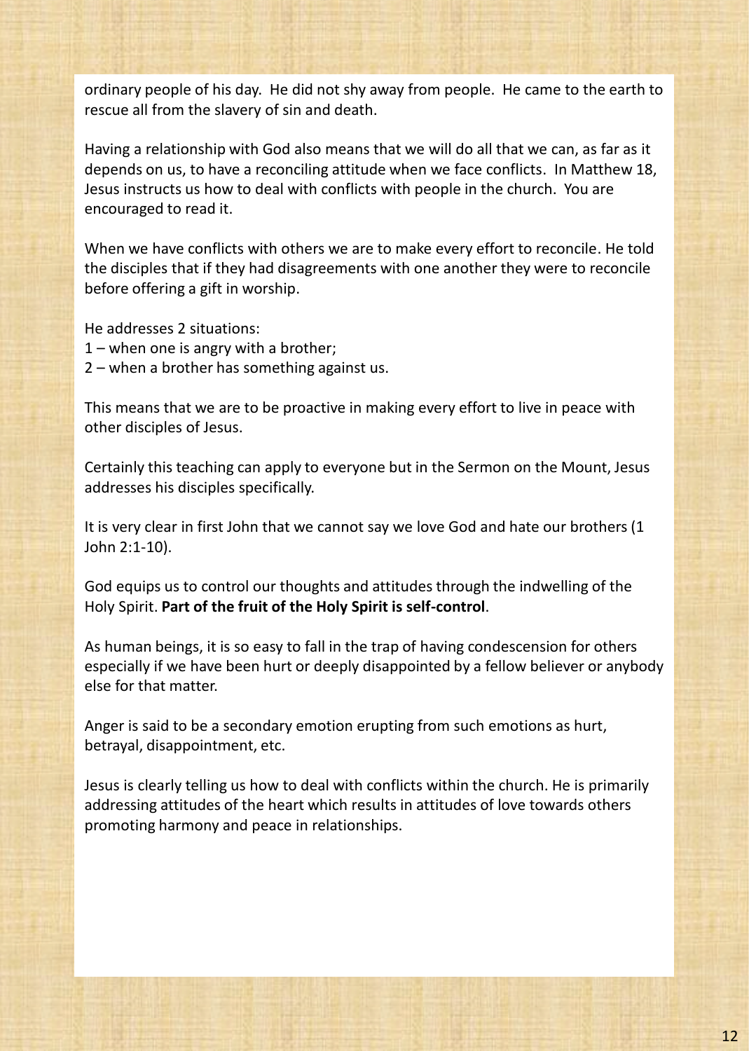ordinary people of his day. He did not shy away from people. He came to the earth to rescue all from the slavery of sin and death.

Having a relationship with God also means that we will do all that we can, as far as it depends on us, to have a reconciling attitude when we face conflicts. In Matthew 18, Jesus instructs us how to deal with conflicts with people in the church. You are encouraged to read it.

When we have conflicts with others we are to make every effort to reconcile. He told the disciples that if they had disagreements with one another they were to reconcile before offering a gift in worship.

He addresses 2 situations:
1 – when one is angry with a brother;
2 – when a brother has something against us.

This means that we are to be proactive in making every effort to live in peace with other disciples of Jesus.

Certainly this teaching can apply to everyone but in the Sermon on the Mount, Jesus addresses his disciples specifically.

It is very clear in first John that we cannot say we love God and hate our brothers (1 John 2:1-10).

God equips us to control our thoughts and attitudes through the indwelling of the Holy Spirit. **Part of the fruit of the Holy Spirit is self-control**.

As human beings, it is so easy to fall in the trap of having condescension for others especially if we have been hurt or deeply disappointed by a fellow believer or anybody else for that matter.

Anger is said to be a secondary emotion erupting from such emotions as hurt, betrayal, disappointment, etc.

Jesus is clearly telling us how to deal with conflicts within the church. He is primarily addressing attitudes of the heart which results in attitudes of love towards others promoting harmony and peace in relationships.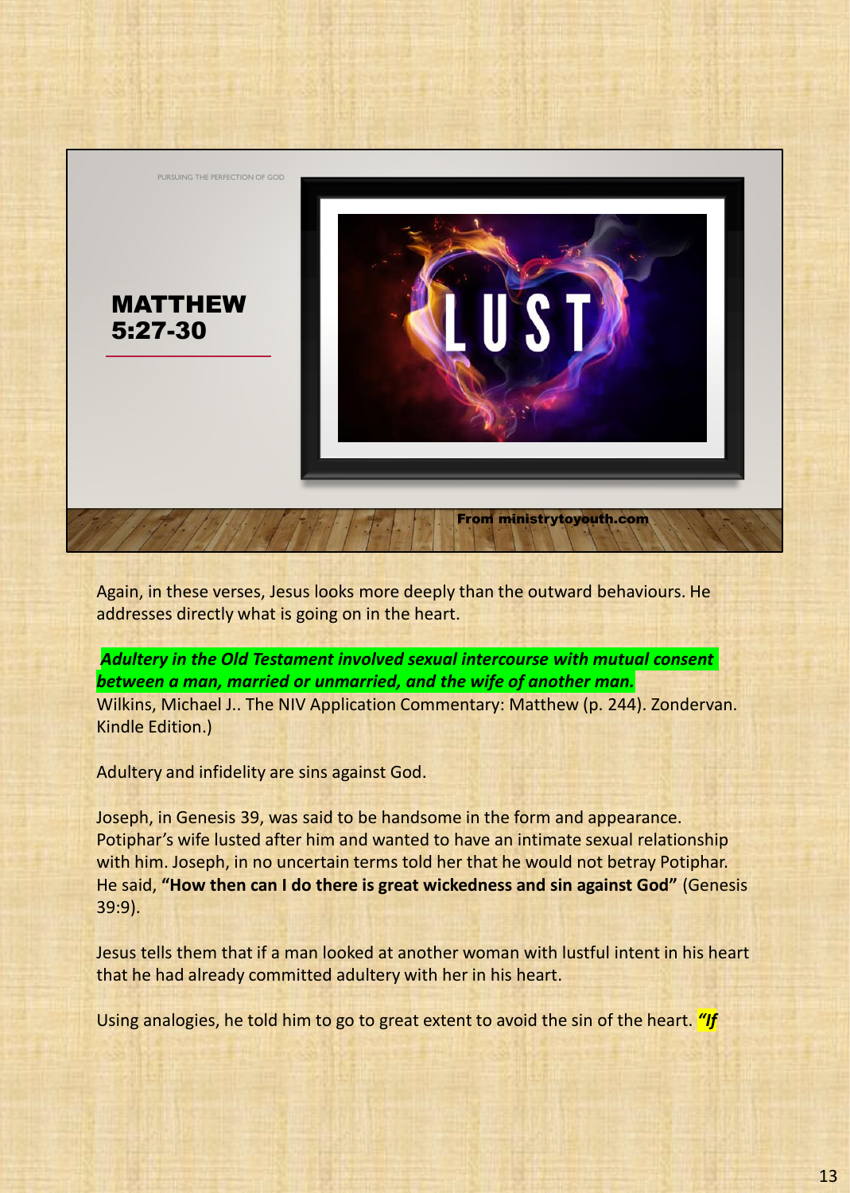PURSUING THE PERFECTION OF GOD

## MATTHEW 5:27-30

LUST

From ministrytoyouth.com

Again, in these verses, Jesus looks more deeply than the outward behaviours. He addresses directly what is going on in the heart.

***Adultery in the Old Testament involved sexual intercourse with mutual consent between a man, married or unmarried, and the wife of another man.***
Wilkins, Michael J.. The NIV Application Commentary: Matthew (p. 244). Zondervan. Kindle Edition.)

Adultery and infidelity are sins against God.

Joseph, in Genesis 39, was said to be handsome in the form and appearance. Potiphar's wife lusted after him and wanted to have an intimate sexual relationship with him. Joseph, in no uncertain terms told her that he would not betray Potiphar. He said, **"How then can I do there is great wickedness and sin against God"** (Genesis 39:9).

Jesus tells them that if a man looked at another woman with lustful intent in his heart that he had already committed adultery with her in his heart.

Using analogies, he told him to go to great extent to avoid the sin of the heart. ***"If***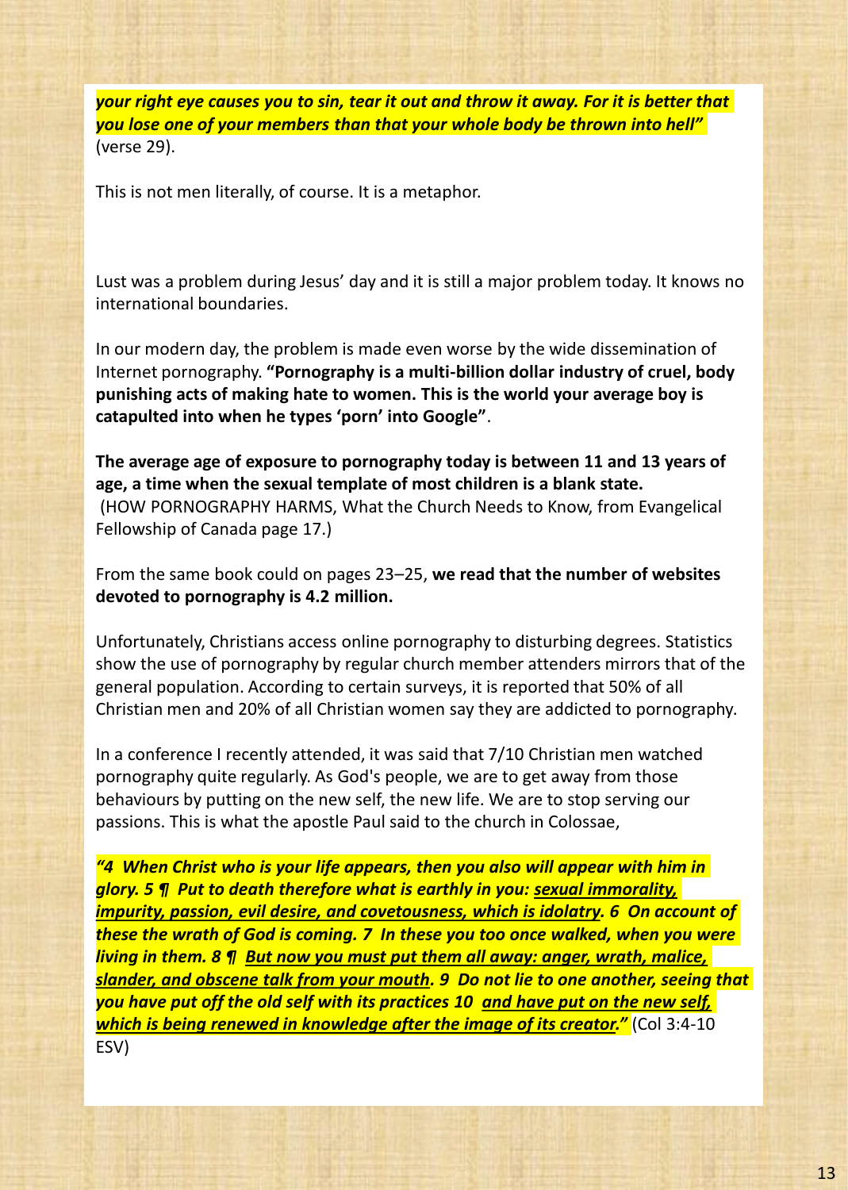*your right eye causes you to sin, tear it out and throw it away. For it is better that you lose one of your members than that your whole body be thrown into hell"* (verse 29).

This is not men literally, of course. It is a metaphor.

Lust was a problem during Jesus' day and it is still a major problem today. It knows no international boundaries.

In our modern day, the problem is made even worse by the wide dissemination of Internet pornography. **"Pornography is a multi-billion dollar industry of cruel, body punishing acts of making hate to women. This is the world your average boy is catapulted into when he types 'porn' into Google"**.

**The average age of exposure to pornography today is between 11 and 13 years of age, a time when the sexual template of most children is a blank state.** (HOW PORNOGRAPHY HARMS, What the Church Needs to Know, from Evangelical Fellowship of Canada page 17.)

From the same book could on pages 23–25, **we read that the number of websites devoted to pornography is 4.2 million.**

Unfortunately, Christians access online pornography to disturbing degrees. Statistics show the use of pornography by regular church member attenders mirrors that of the general population. According to certain surveys, it is reported that 50% of all Christian men and 20% of all Christian women say they are addicted to pornography.

In a conference I recently attended, it was said that 7/10 Christian men watched pornography quite regularly. As God's people, we are to get away from those behaviours by putting on the new self, the new life. We are to stop serving our passions. This is what the apostle Paul said to the church in Colossae,

***"4 When Christ who is your life appears, then you also will appear with him in glory. 5 ¶ Put to death therefore what is earthly in you: <u>sexual immorality, impurity, passion, evil desire, and covetousness, which is idolatry</u>. 6 On account of these the wrath of God is coming. 7 In these you too once walked, when you were living in them. 8 ¶ <u>But now you must put them all away: anger, wrath, malice, slander, and obscene talk from your mouth</u>. 9 Do not lie to one another, seeing that you have put off the old self with its practices 10 <u>and have put on the new self, which is being renewed in knowledge after the image of its creator</u>."*** (Col 3:4-10 ESV)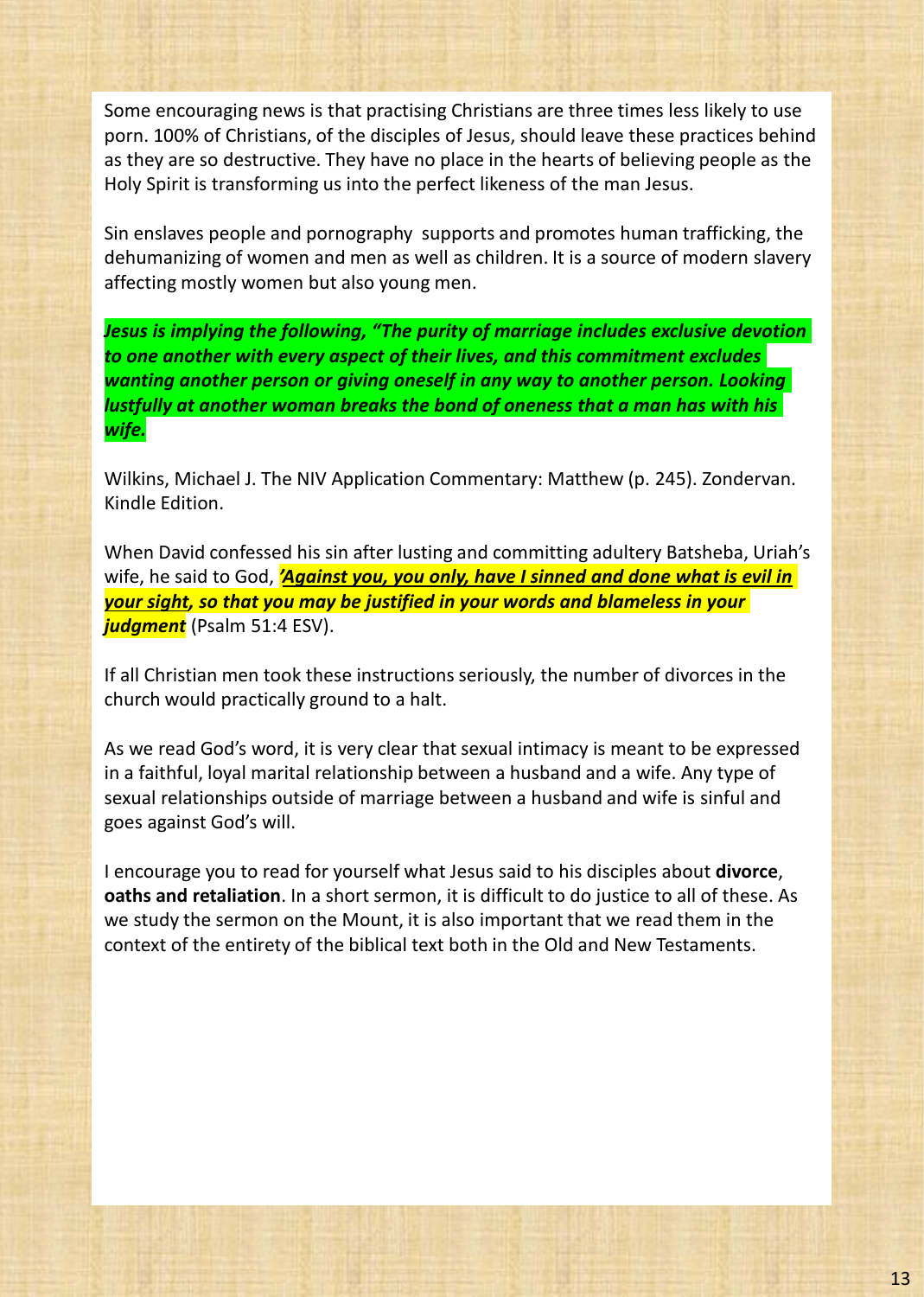Some encouraging news is that practising Christians are three times less likely to use porn. 100% of Christians, of the disciples of Jesus, should leave these practices behind as they are so destructive. They have no place in the hearts of believing people as the Holy Spirit is transforming us into the perfect likeness of the man Jesus.

Sin enslaves people and pornography supports and promotes human trafficking, the dehumanizing of women and men as well as children. It is a source of modern slavery affecting mostly women but also young men.

***Jesus is implying the following, "The purity of marriage includes exclusive devotion to one another with every aspect of their lives, and this commitment excludes wanting another person or giving oneself in any way to another person. Looking lustfully at another woman breaks the bond of oneness that a man has with his wife.***

Wilkins, Michael J. The NIV Application Commentary: Matthew (p. 245). Zondervan. Kindle Edition.

When David confessed his sin after lusting and committing adultery Batsheba, Uriah's wife, he said to God, ***'<u>Against you, you only, have I sinned and done what is evil in your sight</u>, so that you may be justified in your words and blameless in your judgment*** (Psalm 51:4 ESV).

If all Christian men took these instructions seriously, the number of divorces in the church would practically ground to a halt.

As we read God's word, it is very clear that sexual intimacy is meant to be expressed in a faithful, loyal marital relationship between a husband and a wife. Any type of sexual relationships outside of marriage between a husband and wife is sinful and goes against God's will.

I encourage you to read for yourself what Jesus said to his disciples about **divorce**, **oaths and retaliation**. In a short sermon, it is difficult to do justice to all of these. As we study the sermon on the Mount, it is also important that we read them in the context of the entirety of the biblical text both in the Old and New Testaments.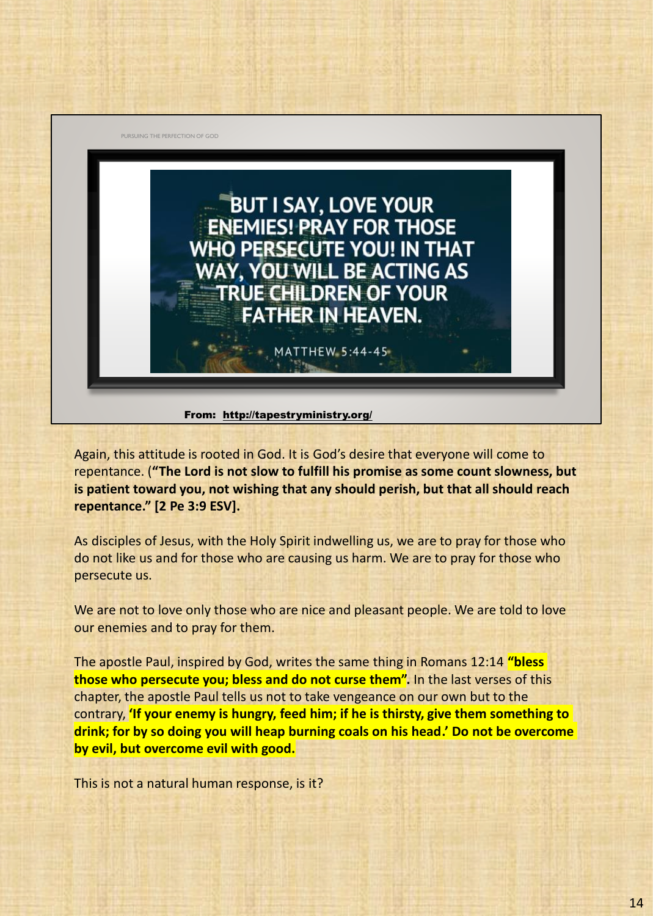PURSUING THE PERFECTION OF GOD

BUT I SAY, LOVE YOUR ENEMIES! PRAY FOR THOSE WHO PERSECUTE YOU! IN THAT WAY, YOU WILL BE ACTING AS TRUE CHILDREN OF YOUR FATHER IN HEAVEN.

MATTHEW 5:44-45

**From: http://tapestryministry.org/**

Again, this attitude is rooted in God. It is God's desire that everyone will come to repentance. (**"The Lord is not slow to fulfill his promise as some count slowness, but is patient toward you, not wishing that any should perish, but that all should reach repentance." [2 Pe 3:9 ESV].**

As disciples of Jesus, with the Holy Spirit indwelling us, we are to pray for those who do not like us and for those who are causing us harm. We are to pray for those who persecute us.

We are not to love only those who are nice and pleasant people. We are told to love our enemies and to pray for them.

The apostle Paul, inspired by God, writes the same thing in Romans 12:14 **"bless those who persecute you; bless and do not curse them".** In the last verses of this chapter, the apostle Paul tells us not to take vengeance on our own but to the contrary, **'If your enemy is hungry, feed him; if he is thirsty, give them something to drink; for by so doing you will heap burning coals on his head.' Do not be overcome by evil, but overcome evil with good.**

This is not a natural human response, is it?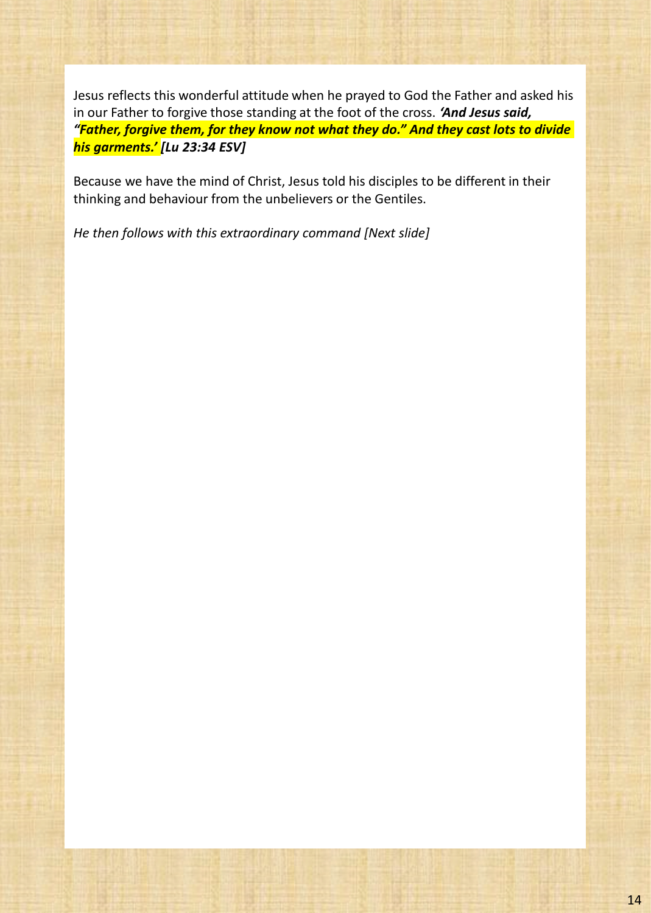Jesus reflects this wonderful attitude when he prayed to God the Father and asked his in our Father to forgive those standing at the foot of the cross. ***'And Jesus said, "Father, forgive them, for they know not what they do." And they cast lots to divide his garments.' [Lu 23:34 ESV]***

Because we have the mind of Christ, Jesus told his disciples to be different in their thinking and behaviour from the unbelievers or the Gentiles.

*He then follows with this extraordinary command [Next slide]*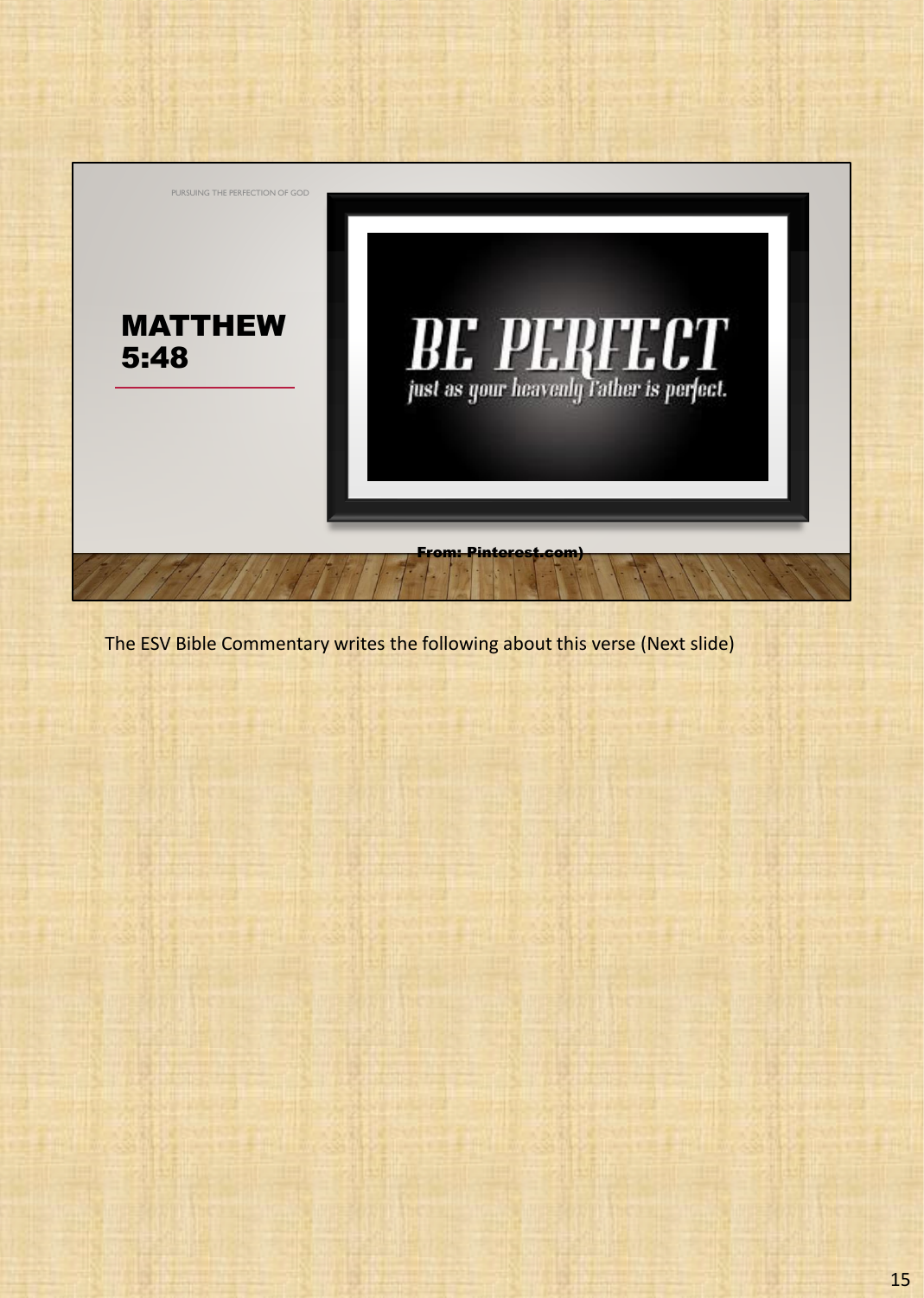PURSUING THE PERFECTION OF GOD

## MATTHEW 5:48

BE PERFECT

just as your heavenly Father is perfect.

From: Pinterest.com)

The ESV Bible Commentary writes the following about this verse (Next slide)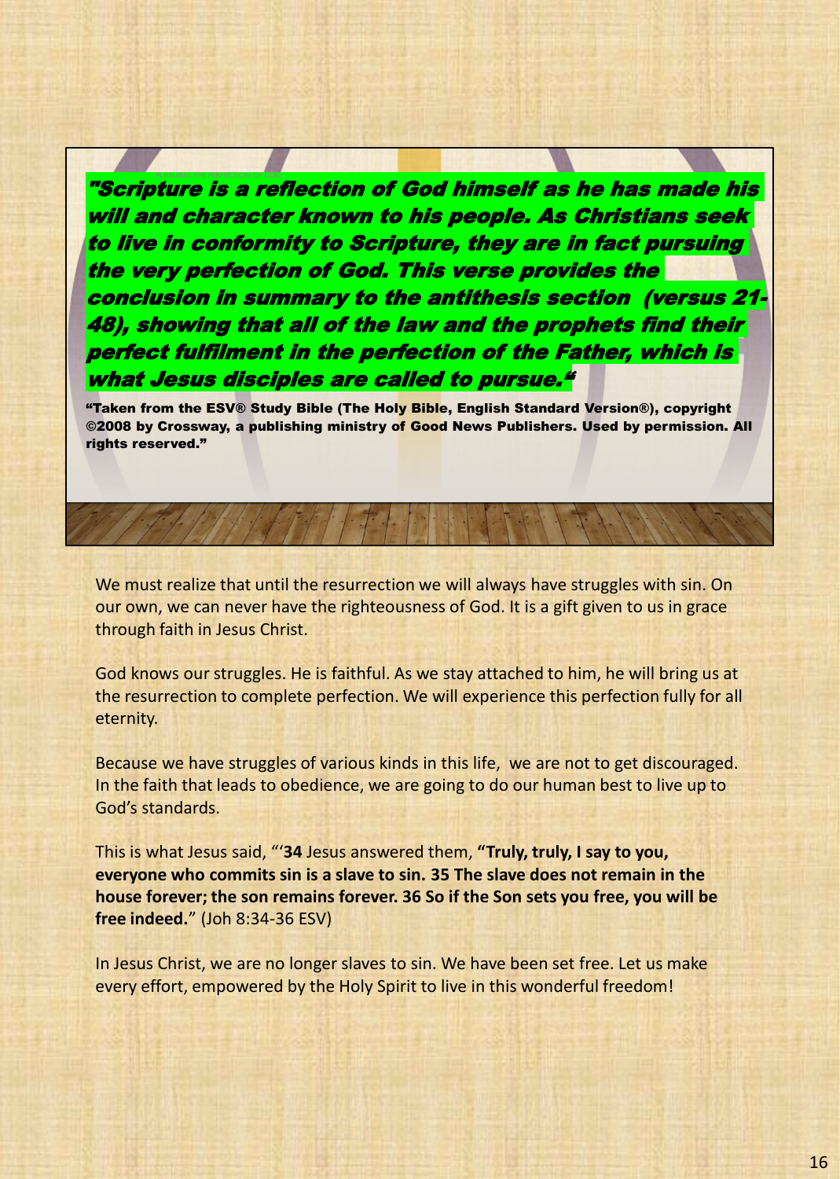*"Scripture is a reflection of God himself as he has made his will and character known to his people. As Christians seek to live in conformity to Scripture, they are in fact pursuing the very perfection of God. This verse provides the conclusion in summary to the antithesis section (versus 21-48), showing that all of the law and the prophets find their perfect fulfilment in the perfection of the Father, which is what Jesus disciples are called to pursue."*

**"Taken from the ESV® Study Bible (The Holy Bible, English Standard Version®), copyright ©2008 by Crossway, a publishing ministry of Good News Publishers. Used by permission. All rights reserved."**

We must realize that until the resurrection we will always have struggles with sin. On our own, we can never have the righteousness of God. It is a gift given to us in grace through faith in Jesus Christ.

God knows our struggles. He is faithful. As we stay attached to him, he will bring us at the resurrection to complete perfection. We will experience this perfection fully for all eternity.

Because we have struggles of various kinds in this life, we are not to get discouraged. In the faith that leads to obedience, we are going to do our human best to live up to God's standards.

This is what Jesus said, "'**34** Jesus answered them, **"Truly, truly, I say to you, everyone who commits sin is a slave to sin. 35 The slave does not remain in the house forever; the son remains forever. 36 So if the Son sets you free, you will be free indeed.**" (Joh 8:34-36 ESV)

In Jesus Christ, we are no longer slaves to sin. We have been set free. Let us make every effort, empowered by the Holy Spirit to live in this wonderful freedom!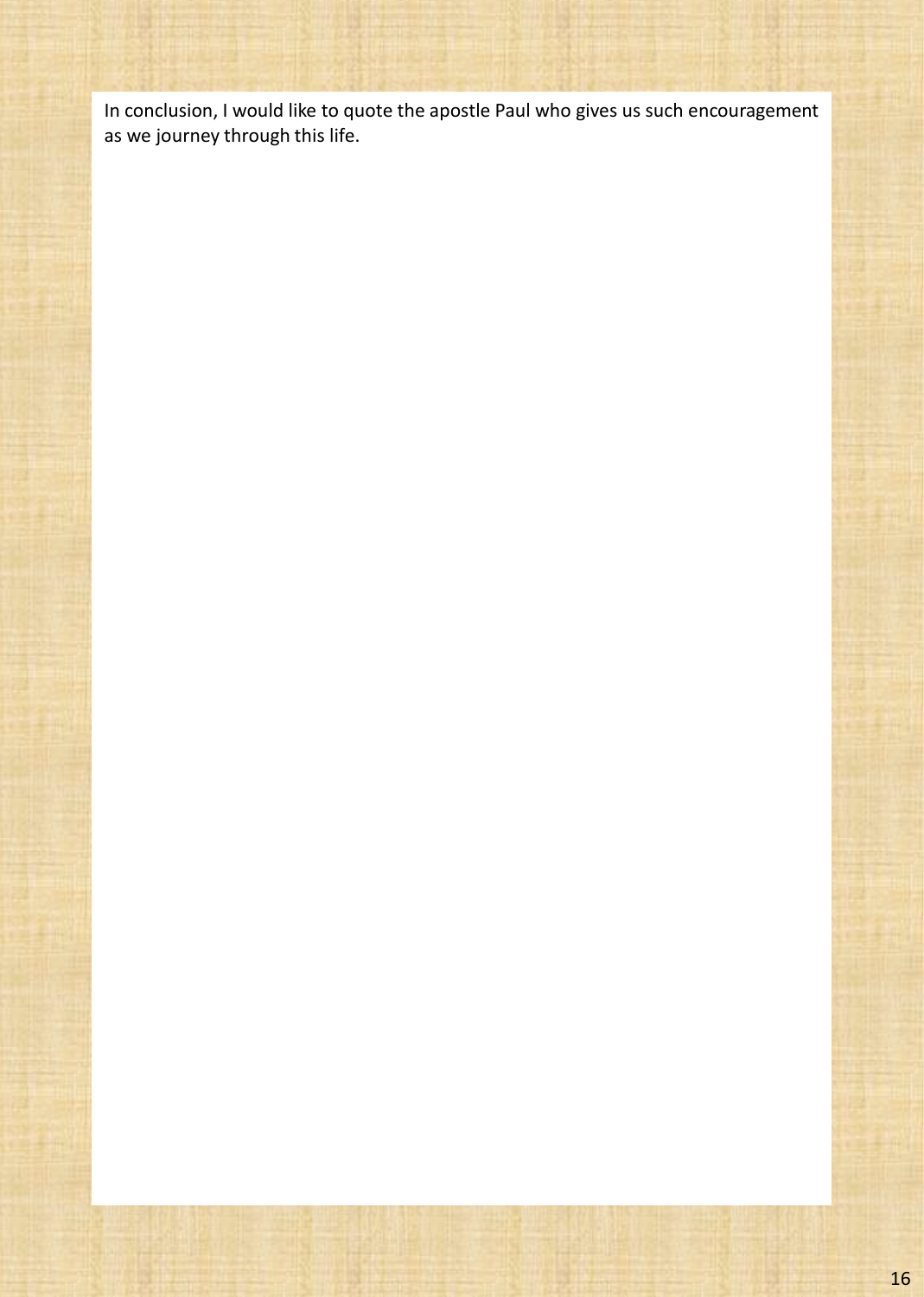In conclusion, I would like to quote the apostle Paul who gives us such encouragement as we journey through this life.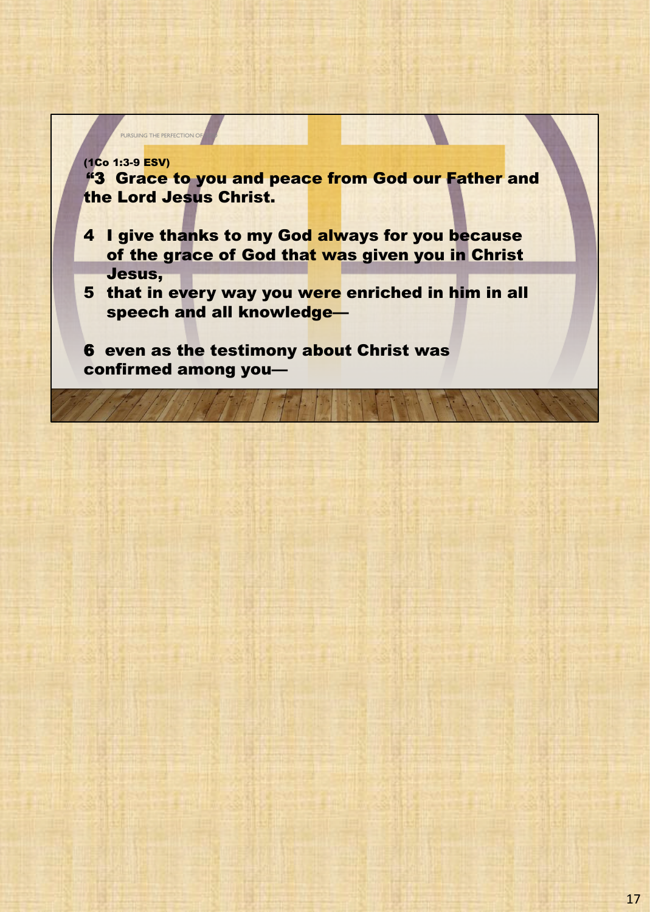(1Co 1:3-9 ESV)

"3 Grace to you and peace from God our Father and the Lord Jesus Christ.

4 I give thanks to my God always for you because of the grace of God that was given you in Christ Jesus,

5 that in every way you were enriched in him in all speech and all knowledge—

6 even as the testimony about Christ was confirmed among you—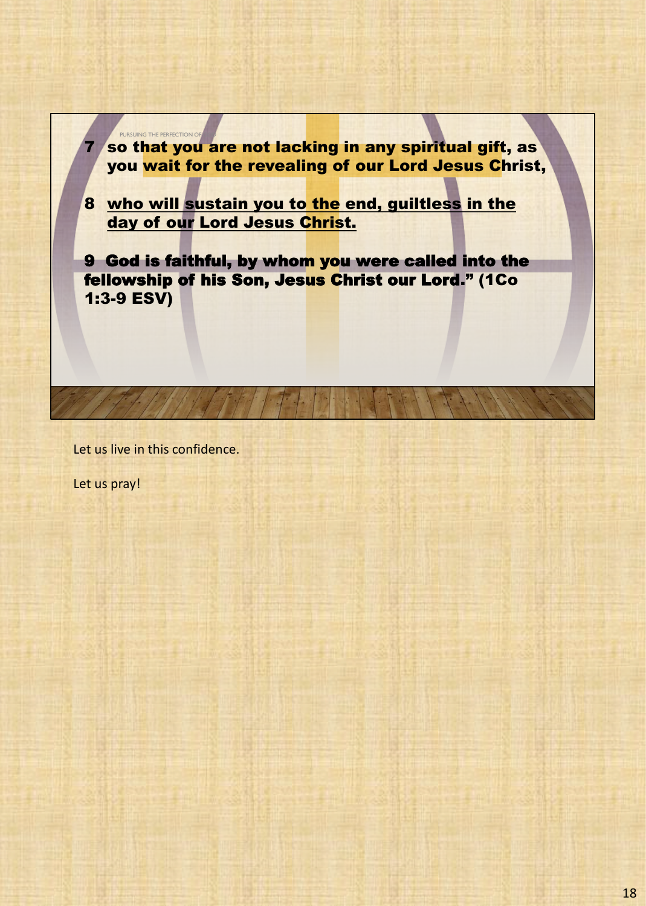PURSUING THE PERFECTION OF

**7 so that you are not lacking in any spiritual gift, as you wait for the revealing of our Lord Jesus Christ,**

**8 <u>who will sustain you to the end, guiltless in the day of our Lord Jesus Christ.</u>**

**9 God is faithful, by whom you were called into the fellowship of his Son, Jesus Christ our Lord." (1Co 1:3-9 ESV)**

Let us live in this confidence.

Let us pray!